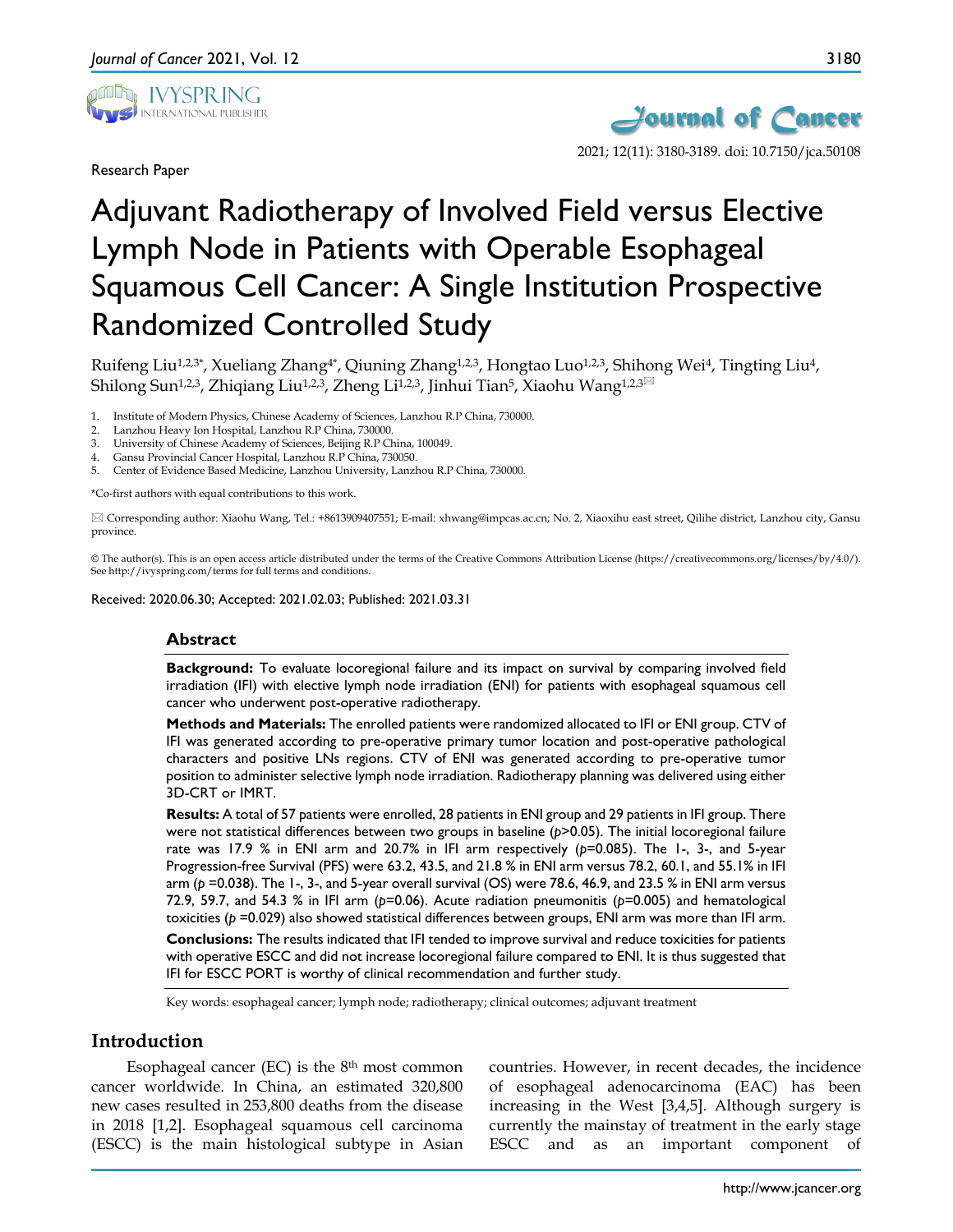Research Paper

# Adjuvant Radiotherapy of Involved Field versus Elective Lymph Node in Patients with Operable Esophageal Squamous Cell Cancer: A Single Institution Prospective Randomized Controlled Study

Ruifeng Liu[1,2,3*], Xueliang Zhang[4*], Qiuning Zhang[1,2,3], Hongtao Luo[1,2,3], Shihong Wei[4], Tingting Liu[4], Shilong Sun[1,2,3], Zhiqiang Liu[1,2,3], Zheng Li[1,2,3], Jinhui Tian[5], Xiaohu Wang[1,2,3]

1. Institute of Modern Physics, Chinese Academy of Sciences, Lanzhou R.P China, 730000.
2. Lanzhou Heavy Ion Hospital, Lanzhou R.P China, 730000.
3. University of Chinese Academy of Sciences, Beijing R.P China, 100049.
4. Gansu Provincial Cancer Hospital, Lanzhou R.P China, 730050.
5. Center of Evidence Based Medicine, Lanzhou University, Lanzhou R.P China, 730000.

*Co-first authors with equal contributions to this work.

✉ Corresponding author: Xiaohu Wang, Tel.: +8613909407551; E-mail: xhwang@impcas.ac.cn; No. 2, Xiaoxihu east street, Qilihe district, Lanzhou city, Gansu province.

© The author(s). This is an open access article distributed under the terms of the Creative Commons Attribution License (https://creativecommons.org/licenses/by/4.0/). See http://ivyspring.com/terms for full terms and conditions.

Received: 2020.06.30; Accepted: 2021.02.03; Published: 2021.03.31

## Abstract

**Background:** To evaluate locoregional failure and its impact on survival by comparing involved field irradiation (IFI) with elective lymph node irradiation (ENI) for patients with esophageal squamous cell cancer who underwent post-operative radiotherapy.

**Methods and Materials:** The enrolled patients were randomized allocated to IFI or ENI group. CTV of IFI was generated according to pre-operative primary tumor location and post-operative pathological characters and positive LNs regions. CTV of ENI was generated according to pre-operative tumor position to administer selective lymph node irradiation. Radiotherapy planning was delivered using either 3D-CRT or IMRT.

**Results:** A total of 57 patients were enrolled, 28 patients in ENI group and 29 patients in IFI group. There were not statistical differences between two groups in baseline ($p$>0.05). The initial locoregional failure rate was 17.9 % in ENI arm and 20.7% in IFI arm respectively ($p$=0.085). The 1-, 3-, and 5-year Progression-free Survival (PFS) were 63.2, 43.5, and 21.8 % in ENI arm versus 78.2, 60.1, and 55.1% in IFI arm ($p$ =0.038). The 1-, 3-, and 5-year overall survival (OS) were 78.6, 46.9, and 23.5 % in ENI arm versus 72.9, 59.7, and 54.3 % in IFI arm ($p$=0.06). Acute radiation pneumonitis ($p$=0.005) and hematological toxicities ($p$ =0.029) also showed statistical differences between groups, ENI arm was more than IFI arm.

**Conclusions:** The results indicated that IFI tended to improve survival and reduce toxicities for patients with operative ESCC and did not increase locoregional failure compared to ENI. It is thus suggested that IFI for ESCC PORT is worthy of clinical recommendation and further study.

Key words: esophageal cancer; lymph node; radiotherapy; clinical outcomes; adjuvant treatment

## Introduction

Esophageal cancer (EC) is the 8th most common cancer worldwide. In China, an estimated 320,800 new cases resulted in 253,800 deaths from the disease in 2018 [1,2]. Esophageal squamous cell carcinoma (ESCC) is the main histological subtype in Asian countries. However, in recent decades, the incidence of esophageal adenocarcinoma (EAC) has been increasing in the West [3,4,5]. Although surgery is currently the mainstay of treatment in the early stage ESCC and as an important component of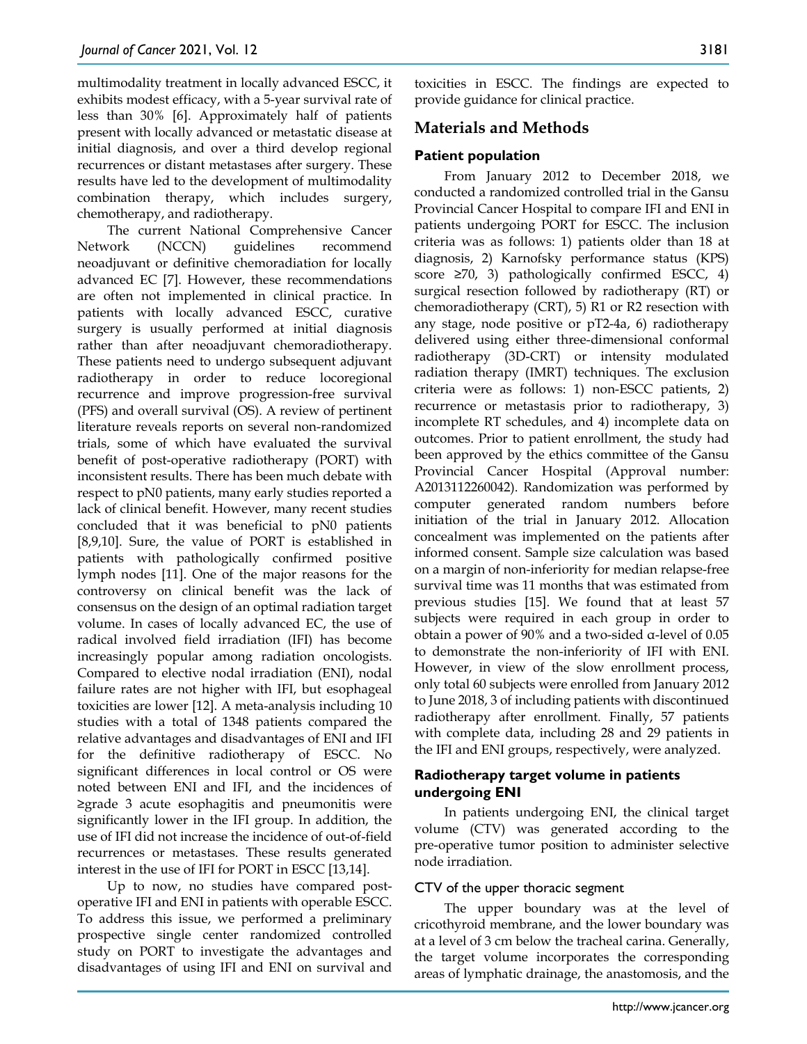multimodality treatment in locally advanced ESCC, it exhibits modest efficacy, with a 5-year survival rate of less than 30% [6]. Approximately half of patients present with locally advanced or metastatic disease at initial diagnosis, and over a third develop regional recurrences or distant metastases after surgery. These results have led to the development of multimodality combination therapy, which includes surgery, chemotherapy, and radiotherapy.

The current National Comprehensive Cancer Network (NCCN) guidelines recommend neoadjuvant or definitive chemoradiation for locally advanced EC [7]. However, these recommendations are often not implemented in clinical practice. In patients with locally advanced ESCC, curative surgery is usually performed at initial diagnosis rather than after neoadjuvant chemoradiotherapy. These patients need to undergo subsequent adjuvant radiotherapy in order to reduce locoregional recurrence and improve progression-free survival (PFS) and overall survival (OS). A review of pertinent literature reveals reports on several non-randomized trials, some of which have evaluated the survival benefit of post-operative radiotherapy (PORT) with inconsistent results. There has been much debate with respect to pN0 patients, many early studies reported a lack of clinical benefit. However, many recent studies concluded that it was beneficial to pN0 patients [8,9,10]. Sure, the value of PORT is established in patients with pathologically confirmed positive lymph nodes [11]. One of the major reasons for the controversy on clinical benefit was the lack of consensus on the design of an optimal radiation target volume. In cases of locally advanced EC, the use of radical involved field irradiation (IFI) has become increasingly popular among radiation oncologists. Compared to elective nodal irradiation (ENI), nodal failure rates are not higher with IFI, but esophageal toxicities are lower [12]. A meta-analysis including 10 studies with a total of 1348 patients compared the relative advantages and disadvantages of ENI and IFI for the definitive radiotherapy of ESCC. No significant differences in local control or OS were noted between ENI and IFI, and the incidences of ≥grade 3 acute esophagitis and pneumonitis were significantly lower in the IFI group. In addition, the use of IFI did not increase the incidence of out-of-field recurrences or metastases. These results generated interest in the use of IFI for PORT in ESCC [13,14].

Up to now, no studies have compared post-operative IFI and ENI in patients with operable ESCC. To address this issue, we performed a preliminary prospective single center randomized controlled study on PORT to investigate the advantages and disadvantages of using IFI and ENI on survival and toxicities in ESCC. The findings are expected to provide guidance for clinical practice.

## Materials and Methods

### Patient population

From January 2012 to December 2018, we conducted a randomized controlled trial in the Gansu Provincial Cancer Hospital to compare IFI and ENI in patients undergoing PORT for ESCC. The inclusion criteria was as follows: 1) patients older than 18 at diagnosis, 2) Karnofsky performance status (KPS) score ≥70, 3) pathologically confirmed ESCC, 4) surgical resection followed by radiotherapy (RT) or chemoradiotherapy (CRT), 5) R1 or R2 resection with any stage, node positive or pT2-4a, 6) radiotherapy delivered using either three-dimensional conformal radiotherapy (3D-CRT) or intensity modulated radiation therapy (IMRT) techniques. The exclusion criteria were as follows: 1) non-ESCC patients, 2) recurrence or metastasis prior to radiotherapy, 3) incomplete RT schedules, and 4) incomplete data on outcomes. Prior to patient enrollment, the study had been approved by the ethics committee of the Gansu Provincial Cancer Hospital (Approval number: A2013112260042). Randomization was performed by computer generated random numbers before initiation of the trial in January 2012. Allocation concealment was implemented on the patients after informed consent. Sample size calculation was based on a margin of non-inferiority for median relapse-free survival time was 11 months that was estimated from previous studies [15]. We found that at least 57 subjects were required in each group in order to obtain a power of 90% and a two-sided α-level of 0.05 to demonstrate the non-inferiority of IFI with ENI. However, in view of the slow enrollment process, only total 60 subjects were enrolled from January 2012 to June 2018, 3 of including patients with discontinued radiotherapy after enrollment. Finally, 57 patients with complete data, including 28 and 29 patients in the IFI and ENI groups, respectively, were analyzed.

### Radiotherapy target volume in patients undergoing ENI

In patients undergoing ENI, the clinical target volume (CTV) was generated according to the pre-operative tumor position to administer selective node irradiation.

#### CTV of the upper thoracic segment

The upper boundary was at the level of cricothyroid membrane, and the lower boundary was at a level of 3 cm below the tracheal carina. Generally, the target volume incorporates the corresponding areas of lymphatic drainage, the anastomosis, and the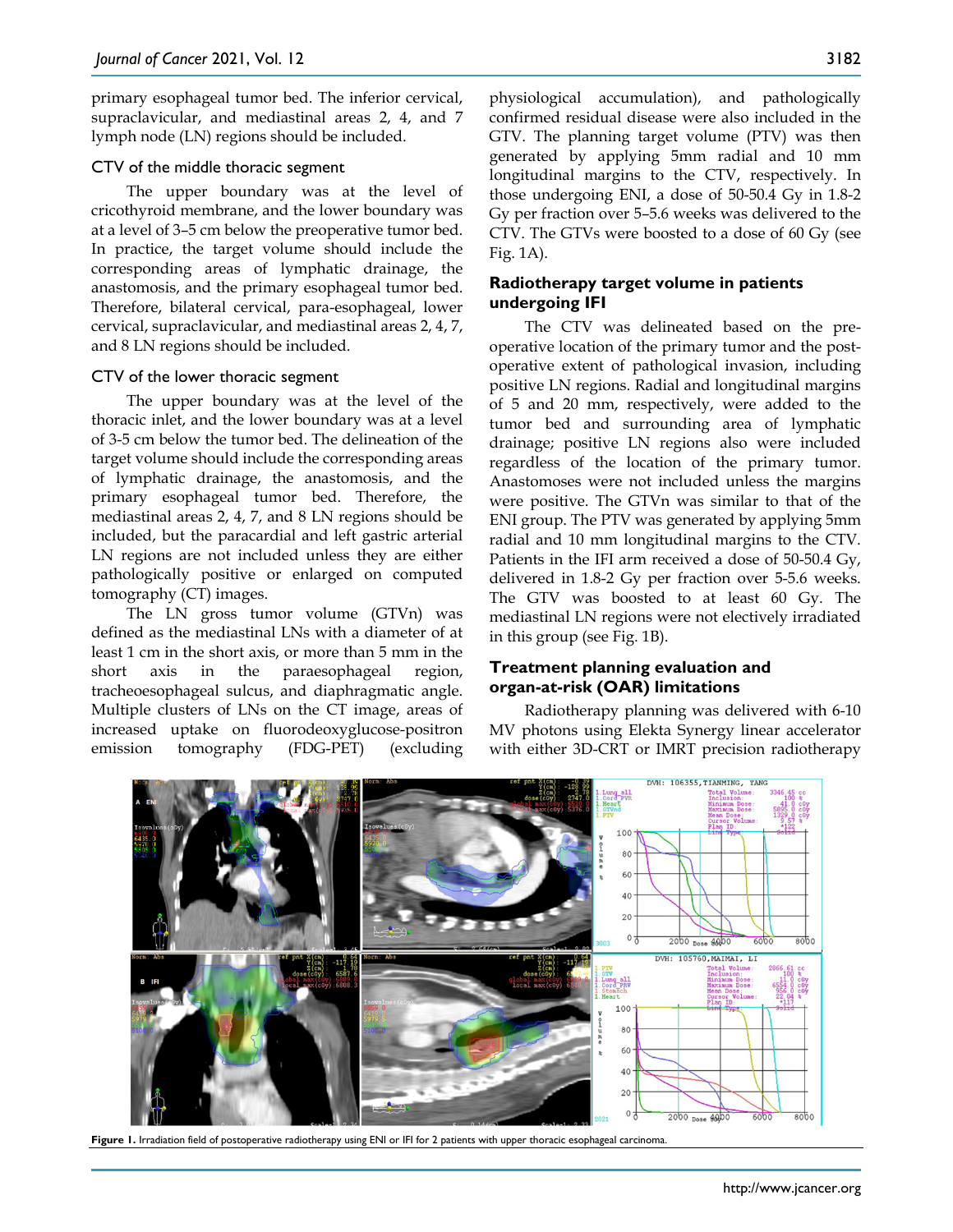primary esophageal tumor bed. The inferior cervical, supraclavicular, and mediastinal areas 2, 4, and 7 lymph node (LN) regions should be included.

### CTV of the middle thoracic segment

The upper boundary was at the level of cricothyroid membrane, and the lower boundary was at a level of 3–5 cm below the preoperative tumor bed. In practice, the target volume should include the corresponding areas of lymphatic drainage, the anastomosis, and the primary esophageal tumor bed. Therefore, bilateral cervical, para-esophageal, lower cervical, supraclavicular, and mediastinal areas 2, 4, 7, and 8 LN regions should be included.

### CTV of the lower thoracic segment

The upper boundary was at the level of the thoracic inlet, and the lower boundary was at a level of 3-5 cm below the tumor bed. The delineation of the target volume should include the corresponding areas of lymphatic drainage, the anastomosis, and the primary esophageal tumor bed. Therefore, the mediastinal areas 2, 4, 7, and 8 LN regions should be included, but the paracardial and left gastric arterial LN regions are not included unless they are either pathologically positive or enlarged on computed tomography (CT) images.

The LN gross tumor volume (GTVn) was defined as the mediastinal LNs with a diameter of at least 1 cm in the short axis, or more than 5 mm in the short axis in the paraesophageal region, tracheoesophageal sulcus, and diaphragmatic angle. Multiple clusters of LNs on the CT image, areas of increased uptake on fluorodeoxyglucose-positron emission tomography (FDG-PET) (excluding physiological accumulation), and pathologically confirmed residual disease were also included in the GTV. The planning target volume (PTV) was then generated by applying 5mm radial and 10 mm longitudinal margins to the CTV, respectively. In those undergoing ENI, a dose of 50-50.4 Gy in 1.8-2 Gy per fraction over 5–5.6 weeks was delivered to the CTV. The GTVs were boosted to a dose of 60 Gy (see Fig. 1A).

## Radiotherapy target volume in patients undergoing IFI

The CTV was delineated based on the pre-operative location of the primary tumor and the post-operative extent of pathological invasion, including positive LN regions. Radial and longitudinal margins of 5 and 20 mm, respectively, were added to the tumor bed and surrounding area of lymphatic drainage; positive LN regions also were included regardless of the location of the primary tumor. Anastomoses were not included unless the margins were positive. The GTVn was similar to that of the ENI group. The PTV was generated by applying 5mm radial and 10 mm longitudinal margins to the CTV. Patients in the IFI arm received a dose of 50-50.4 Gy, delivered in 1.8-2 Gy per fraction over 5-5.6 weeks. The GTV was boosted to at least 60 Gy. The mediastinal LN regions were not electively irradiated in this group (see Fig. 1B).

## Treatment planning evaluation and organ-at-risk (OAR) limitations

Radiotherapy planning was delivered with 6-10 MV photons using Elekta Synergy linear accelerator with either 3D-CRT or IMRT precision radiotherapy

**Figure 1.** Irradiation field of postoperative radiotherapy using ENI or IFI for 2 patients with upper thoracic esophageal carcinoma.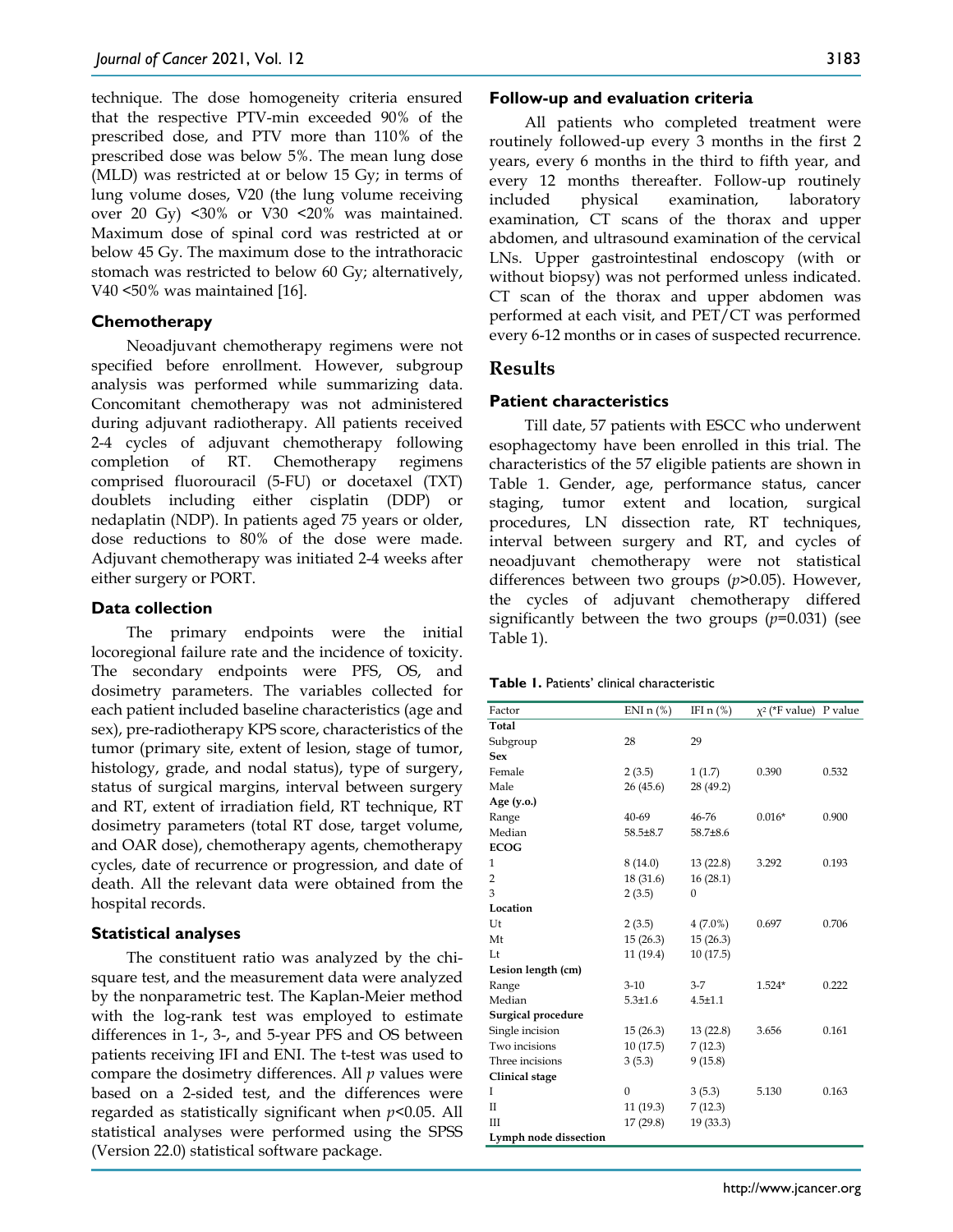technique. The dose homogeneity criteria ensured that the respective PTV-min exceeded 90% of the prescribed dose, and PTV more than 110% of the prescribed dose was below 5%. The mean lung dose (MLD) was restricted at or below 15 Gy; in terms of lung volume doses, V20 (the lung volume receiving over 20 Gy) <30% or V30 <20% was maintained. Maximum dose of spinal cord was restricted at or below 45 Gy. The maximum dose to the intrathoracic stomach was restricted to below 60 Gy; alternatively, V40 <50% was maintained [16].

### Chemotherapy

Neoadjuvant chemotherapy regimens were not specified before enrollment. However, subgroup analysis was performed while summarizing data. Concomitant chemotherapy was not administered during adjuvant radiotherapy. All patients received 2-4 cycles of adjuvant chemotherapy following completion of RT. Chemotherapy regimens comprised fluorouracil (5-FU) or docetaxel (TXT) doublets including either cisplatin (DDP) or nedaplatin (NDP). In patients aged 75 years or older, dose reductions to 80% of the dose were made. Adjuvant chemotherapy was initiated 2-4 weeks after either surgery or PORT.

### Data collection

The primary endpoints were the initial locoregional failure rate and the incidence of toxicity. The secondary endpoints were PFS, OS, and dosimetry parameters. The variables collected for each patient included baseline characteristics (age and sex), pre-radiotherapy KPS score, characteristics of the tumor (primary site, extent of lesion, stage of tumor, histology, grade, and nodal status), type of surgery, status of surgical margins, interval between surgery and RT, extent of irradiation field, RT technique, RT dosimetry parameters (total RT dose, target volume, and OAR dose), chemotherapy agents, chemotherapy cycles, date of recurrence or progression, and date of death. All the relevant data were obtained from the hospital records.

### Statistical analyses

The constituent ratio was analyzed by the chi-square test, and the measurement data were analyzed by the nonparametric test. The Kaplan-Meier method with the log-rank test was employed to estimate differences in 1-, 3-, and 5-year PFS and OS between patients receiving IFI and ENI. The t-test was used to compare the dosimetry differences. All *p* values were based on a 2-sided test, and the differences were regarded as statistically significant when $p<0.05$. All statistical analyses were performed using the SPSS (Version 22.0) statistical software package.

### Follow-up and evaluation criteria

All patients who completed treatment were routinely followed-up every 3 months in the first 2 years, every 6 months in the third to fifth year, and every 12 months thereafter. Follow-up routinely included physical examination, laboratory examination, CT scans of the thorax and upper abdomen, and ultrasound examination of the cervical LNs. Upper gastrointestinal endoscopy (with or without biopsy) was not performed unless indicated. CT scan of the thorax and upper abdomen was performed at each visit, and PET/CT was performed every 6-12 months or in cases of suspected recurrence.

## Results

### Patient characteristics

Till date, 57 patients with ESCC who underwent esophagectomy have been enrolled in this trial. The characteristics of the 57 eligible patients are shown in Table 1. Gender, age, performance status, cancer staging, tumor extent and location, surgical procedures, LN dissection rate, RT techniques, interval between surgery and RT, and cycles of neoadjuvant chemotherapy were not statistical differences between two groups ($p>0.05$). However, the cycles of adjuvant chemotherapy differed significantly between the two groups ($p=0.031$) (see Table 1).

**Table 1.** Patients' clinical characteristic

| Factor | ENI n (%) | IFI n (%) | $\chi^2$ (*F value) | P value |
|---|---|---|---|---|
| **Total** | | | | |
| Subgroup | 28 | 29 | | |
| **Sex** | | | | |
| Female | 2 (3.5) | 1 (1.7) | 0.390 | 0.532 |
| Male | 26 (45.6) | 28 (49.2) | | |
| **Age (y.o.)** | | | | |
| Range | 40-69 | 46-76 | 0.016* | 0.900 |
| Median | 58.5±8.7 | 58.7±8.6 | | |
| **ECOG** | | | | |
| 1 | 8 (14.0) | 13 (22.8) | 3.292 | 0.193 |
| 2 | 18 (31.6) | 16 (28.1) | | |
| 3 | 2 (3.5) | 0 | | |
| **Location** | | | | |
| Ut | 2 (3.5) | 4 (7.0%) | 0.697 | 0.706 |
| Mt | 15 (26.3) | 15 (26.3) | | |
| Lt | 11 (19.4) | 10 (17.5) | | |
| **Lesion length (cm)** | | | | |
| Range | 3-10 | 3-7 | 1.524* | 0.222 |
| Median | 5.3±1.6 | 4.5±1.1 | | |
| **Surgical procedure** | | | | |
| Single incision | 15 (26.3) | 13 (22.8) | 3.656 | 0.161 |
| Two incisions | 10 (17.5) | 7 (12.3) | | |
| Three incisions | 3 (5.3) | 9 (15.8) | | |
| **Clinical stage** | | | | |
| I | 0 | 3 (5.3) | 5.130 | 0.163 |
| II | 11 (19.3) | 7 (12.3) | | |
| III | 17 (29.8) | 19 (33.3) | | |
| **Lymph node dissection** | | | | |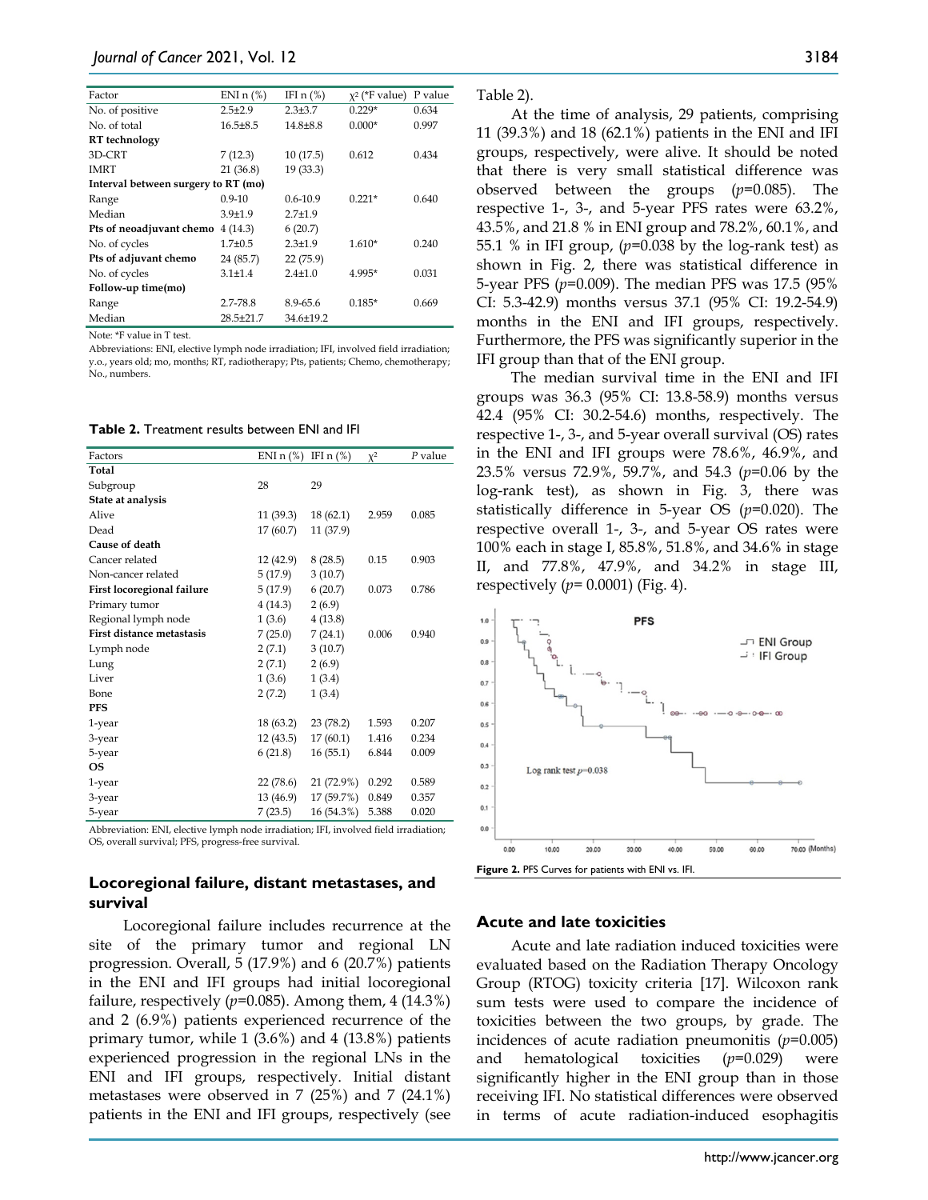| Factor | ENI n (%) | IFI n (%) | $\chi^2$ (*F value) | P value |
|---|---|---|---|---|
| No. of positive | 2.5±2.9 | 2.3±3.7 | 0.229* | 0.634 |
| No. of total | 16.5±8.5 | 14.8±8.8 | 0.000* | 0.997 |
| **RT technology** | | | | |
| 3D-CRT | 7 (12.3) | 10 (17.5) | 0.612 | 0.434 |
| IMRT | 21 (36.8) | 19 (33.3) | | |
| **Interval between surgery to RT (mo)** | | | | |
| Range | 0.9-10 | 0.6-10.9 | 0.221* | 0.640 |
| Median | 3.9±1.9 | 2.7±1.9 | | |
| **Pts of neoadjuvant chemo** | 4 (14.3) | 6 (20.7) | | |
| No. of cycles | 1.7±0.5 | 2.3±1.9 | 1.610* | 0.240 |
| **Pts of adjuvant chemo** | 24 (85.7) | 22 (75.9) | | |
| No. of cycles | 3.1±1.4 | 2.4±1.0 | 4.995* | 0.031 |
| **Follow-up time(mo)** | | | | |
| Range | 2.7-78.8 | 8.9-65.6 | 0.185* | 0.669 |
| Median | 28.5±21.7 | 34.6±19.2 | | |

Note: *F value in T test.

Abbreviations: ENI, elective lymph node irradiation; IFI, involved field irradiation; y.o., years old; mo, months; RT, radiotherapy; Pts, patients; Chemo, chemotherapy; No., numbers.

**Table 2.** Treatment results between ENI and IFI

| Factors | ENI n (%) | IFI n (%) | $\chi^2$ | *P* value |
|---|---|---|---|---|
| **Total** | | | | |
| Subgroup | 28 | 29 | | |
| **State at analysis** | | | | |
| Alive | 11 (39.3) | 18 (62.1) | 2.959 | 0.085 |
| Dead | 17 (60.7) | 11 (37.9) | | |
| **Cause of death** | | | | |
| Cancer related | 12 (42.9) | 8 (28.5) | 0.15 | 0.903 |
| Non-cancer related | 5 (17.9) | 3 (10.7) | | |
| **First locoregional failure** | 5 (17.9) | 6 (20.7) | 0.073 | 0.786 |
| Primary tumor | 4 (14.3) | 2 (6.9) | | |
| Regional lymph node | 1 (3.6) | 4 (13.8) | | |
| **First distance metastasis** | 7 (25.0) | 7 (24.1) | 0.006 | 0.940 |
| Lymph node | 2 (7.1) | 3 (10.7) | | |
| Lung | 2 (7.1) | 2 (6.9) | | |
| Liver | 1 (3.6) | 1 (3.4) | | |
| Bone | 2 (7.2) | 1 (3.4) | | |
| **PFS** | | | | |
| 1-year | 18 (63.2) | 23 (78.2) | 1.593 | 0.207 |
| 3-year | 12 (43.5) | 17 (60.1) | 1.416 | 0.234 |
| 5-year | 6 (21.8) | 16 (55.1) | 6.844 | 0.009 |
| **OS** | | | | |
| 1-year | 22 (78.6) | 21 (72.9%) | 0.292 | 0.589 |
| 3-year | 13 (46.9) | 17 (59.7%) | 0.849 | 0.357 |
| 5-year | 7 (23.5) | 16 (54.3%) | 5.388 | 0.020 |

Abbreviation: ENI, elective lymph node irradiation; IFI, involved field irradiation; OS, overall survival; PFS, progress-free survival.

### Locoregional failure, distant metastases, and survival

Locoregional failure includes recurrence at the site of the primary tumor and regional LN progression. Overall, 5 (17.9%) and 6 (20.7%) patients in the ENI and IFI groups had initial locoregional failure, respectively ($p$=0.085). Among them, 4 (14.3%) and 2 (6.9%) patients experienced recurrence of the primary tumor, while 1 (3.6%) and 4 (13.8%) patients experienced progression in the regional LNs in the ENI and IFI groups, respectively. Initial distant metastases were observed in 7 (25%) and 7 (24.1%) patients in the ENI and IFI groups, respectively (see Table 2).

At the time of analysis, 29 patients, comprising 11 (39.3%) and 18 (62.1%) patients in the ENI and IFI groups, respectively, were alive. It should be noted that there is very small statistical difference was observed between the groups ($p$=0.085). The respective 1-, 3-, and 5-year PFS rates were 63.2%, 43.5%, and 21.8 % in ENI group and 78.2%, 60.1%, and 55.1 % in IFI group, ($p$=0.038 by the log-rank test) as shown in Fig. 2, there was statistical difference in 5-year PFS ($p$=0.009). The median PFS was 17.5 (95% CI: 5.3-42.9) months versus 37.1 (95% CI: 19.2-54.9) months in the ENI and IFI groups, respectively. Furthermore, the PFS was significantly superior in the IFI group than that of the ENI group.

The median survival time in the ENI and IFI groups was 36.3 (95% CI: 13.8-58.9) months versus 42.4 (95% CI: 30.2-54.6) months, respectively. The respective 1-, 3-, and 5-year overall survival (OS) rates in the ENI and IFI groups were 78.6%, 46.9%, and 23.5% versus 72.9%, 59.7%, and 54.3 ($p$=0.06 by the log-rank test), as shown in Fig. 3, there was statistically difference in 5-year OS ($p$=0.020). The respective overall 1-, 3-, and 5-year OS rates were 100% each in stage I, 85.8%, 51.8%, and 34.6% in stage II, and 77.8%, 47.9%, and 34.2% in stage III, respectively ($p$= 0.0001) (Fig. 4).

**Figure 2.** PFS Curves for patients with ENI vs. IFI.

### Acute and late toxicities

Acute and late radiation induced toxicities were evaluated based on the Radiation Therapy Oncology Group (RTOG) toxicity criteria [17]. Wilcoxon rank sum tests were used to compare the incidence of toxicities between the two groups, by grade. The incidences of acute radiation pneumonitis ($p$=0.005) and hematological toxicities ($p$=0.029) were significantly higher in the ENI group than in those receiving IFI. No statistical differences were observed in terms of acute radiation-induced esophagitis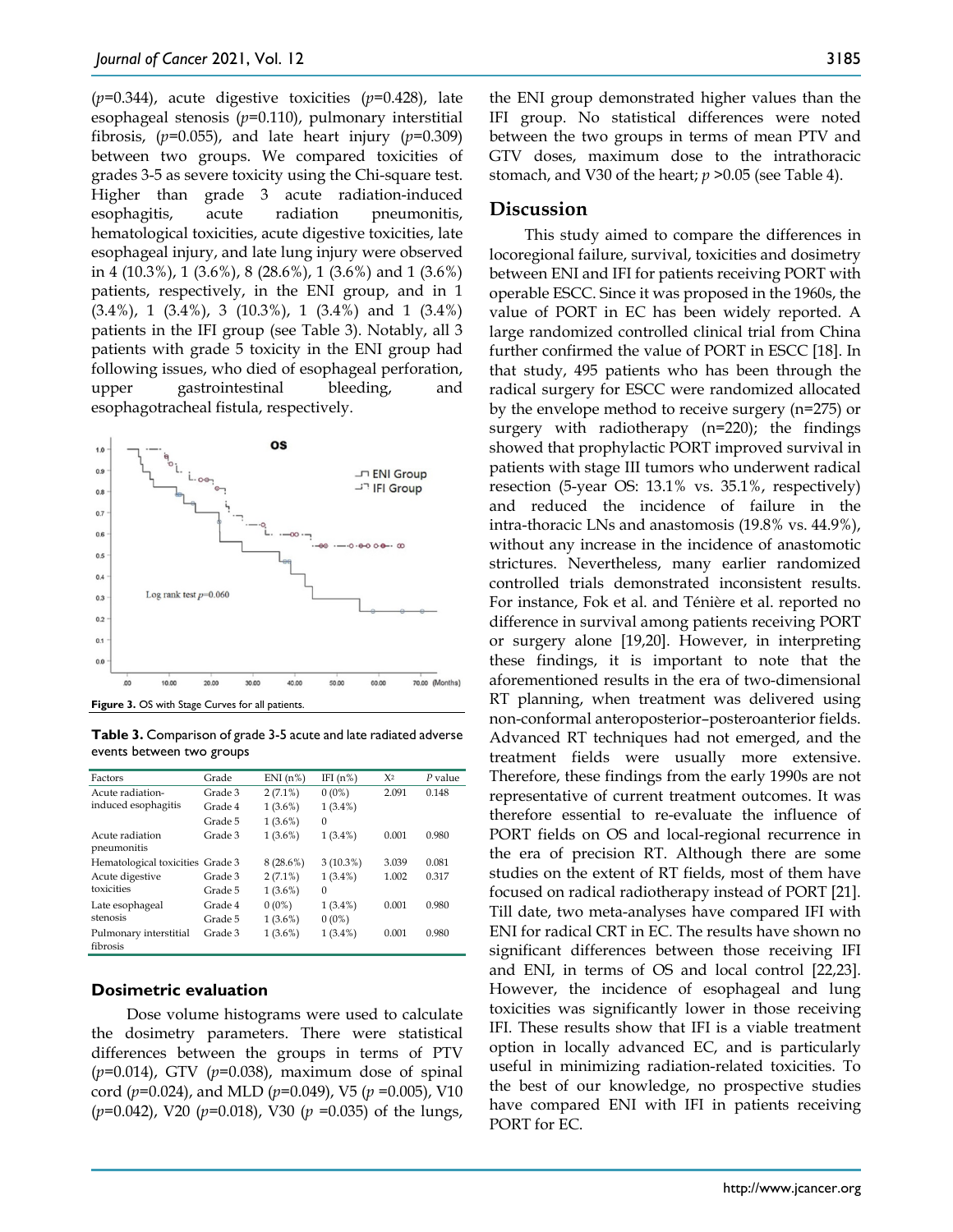(*p*=0.344), acute digestive toxicities (*p*=0.428), late esophageal stenosis (*p*=0.110), pulmonary interstitial fibrosis, (*p*=0.055), and late heart injury (*p*=0.309) between two groups. We compared toxicities of grades 3-5 as severe toxicity using the Chi-square test. Higher than grade 3 acute radiation-induced esophagitis, acute radiation pneumonitis, hematological toxicities, acute digestive toxicities, late esophageal injury, and late lung injury were observed in 4 (10.3%), 1 (3.6%), 8 (28.6%), 1 (3.6%) and 1 (3.6%) patients, respectively, in the ENI group, and in 1 (3.4%), 1 (3.4%), 3 (10.3%), 1 (3.4%) and 1 (3.4%) patients in the IFI group (see Table 3). Notably, all 3 patients with grade 5 toxicity in the ENI group had following issues, who died of esophageal perforation, upper gastrointestinal bleeding, and esophagotracheal fistula, respectively.

**Figure 3.** OS with Stage Curves for all patients.

**Table 3.** Comparison of grade 3-5 acute and late radiated adverse events between two groups

| Factors | Grade | ENI (n%) | IFI (n%) | $X^2$ | *P* value |
|---|---|---|---|---|---|
| Acute radiation-induced esophagitis | Grade 3 | 2 (7.1%) | 0 (0%) | 2.091 | 0.148 |
| | Grade 4 | 1 (3.6%) | 1 (3.4%) | | |
| | Grade 5 | 1 (3.6%) | 0 | | |
| Acute radiation pneumonitis | Grade 3 | 1 (3.6%) | 1 (3.4%) | 0.001 | 0.980 |
| Hematological toxicities | Grade 3 | 8 (28.6%) | 3 (10.3%) | 3.039 | 0.081 |
| Acute digestive toxicities | Grade 3 | 2 (7.1%) | 1 (3.4%) | 1.002 | 0.317 |
| | Grade 5 | 1 (3.6%) | 0 | | |
| Late esophageal stenosis | Grade 4 | 0 (0%) | 1 (3.4%) | 0.001 | 0.980 |
| | Grade 5 | 1 (3.6%) | 0 (0%) | | |
| Pulmonary interstitial fibrosis | Grade 3 | 1 (3.6%) | 1 (3.4%) | 0.001 | 0.980 |

### Dosimetric evaluation

Dose volume histograms were used to calculate the dosimetry parameters. There were statistical differences between the groups in terms of PTV (*p*=0.014), GTV (*p*=0.038), maximum dose of spinal cord (*p*=0.024), and MLD (*p*=0.049), V5 (*p* =0.005), V10 (*p*=0.042), V20 (*p*=0.018), V30 (*p* =0.035) of the lungs, the ENI group demonstrated higher values than the IFI group. No statistical differences were noted between the two groups in terms of mean PTV and GTV doses, maximum dose to the intrathoracic stomach, and V30 of the heart; *p* >0.05 (see Table 4).

## Discussion

This study aimed to compare the differences in locoregional failure, survival, toxicities and dosimetry between ENI and IFI for patients receiving PORT with operable ESCC. Since it was proposed in the 1960s, the value of PORT in EC has been widely reported. A large randomized controlled clinical trial from China further confirmed the value of PORT in ESCC [18]. In that study, 495 patients who has been through the radical surgery for ESCC were randomized allocated by the envelope method to receive surgery (n=275) or surgery with radiotherapy (n=220); the findings showed that prophylactic PORT improved survival in patients with stage III tumors who underwent radical resection (5-year OS: 13.1% vs. 35.1%, respectively) and reduced the incidence of failure in the intra-thoracic LNs and anastomosis (19.8% vs. 44.9%), without any increase in the incidence of anastomotic strictures. Nevertheless, many earlier randomized controlled trials demonstrated inconsistent results. For instance, Fok et al. and Ténière et al. reported no difference in survival among patients receiving PORT or surgery alone [19,20]. However, in interpreting these findings, it is important to note that the aforementioned results in the era of two-dimensional RT planning, when treatment was delivered using non-conformal anteroposterior–posteroanterior fields. Advanced RT techniques had not emerged, and the treatment fields were usually more extensive. Therefore, these findings from the early 1990s are not representative of current treatment outcomes. It was therefore essential to re-evaluate the influence of PORT fields on OS and local-regional recurrence in the era of precision RT. Although there are some studies on the extent of RT fields, most of them have focused on radical radiotherapy instead of PORT [21]. Till date, two meta-analyses have compared IFI with ENI for radical CRT in EC. The results have shown no significant differences between those receiving IFI and ENI, in terms of OS and local control [22,23]. However, the incidence of esophageal and lung toxicities was significantly lower in those receiving IFI. These results show that IFI is a viable treatment option in locally advanced EC, and is particularly useful in minimizing radiation-related toxicities. To the best of our knowledge, no prospective studies have compared ENI with IFI in patients receiving PORT for EC.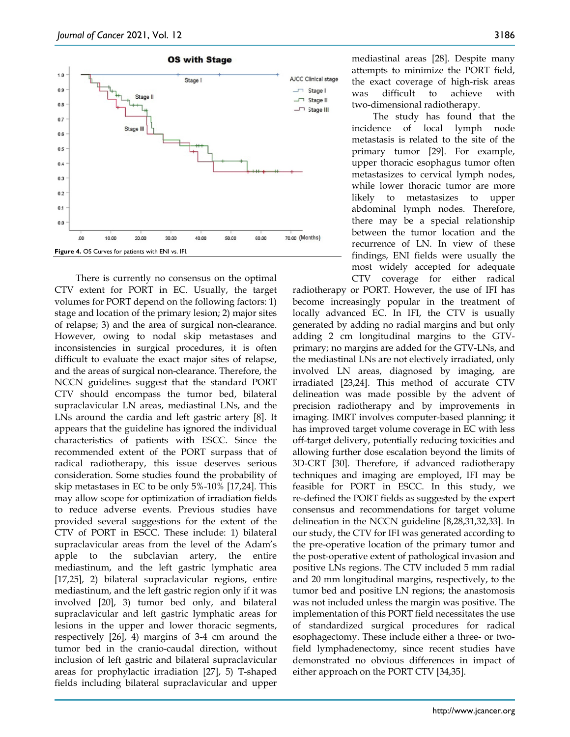Figure 4. OS Curves for patients with ENI vs. IFI.

There is currently no consensus on the optimal CTV extent for PORT in EC. Usually, the target volumes for PORT depend on the following factors: 1) stage and location of the primary lesion; 2) major sites of relapse; 3) and the area of surgical non-clearance. However, owing to nodal skip metastases and inconsistencies in surgical procedures, it is often difficult to evaluate the exact major sites of relapse, and the areas of surgical non-clearance. Therefore, the NCCN guidelines suggest that the standard PORT CTV should encompass the tumor bed, bilateral supraclavicular LN areas, mediastinal LNs, and the LNs around the cardia and left gastric artery [8]. It appears that the guideline has ignored the individual characteristics of patients with ESCC. Since the recommended extent of the PORT surpass that of radical radiotherapy, this issue deserves serious consideration. Some studies found the probability of skip metastases in EC to be only 5%-10% [17,24]. This may allow scope for optimization of irradiation fields to reduce adverse events. Previous studies have provided several suggestions for the extent of the CTV of PORT in ESCC. These include: 1) bilateral supraclavicular areas from the level of the Adam's apple to the subclavian artery, the entire mediastinum, and the left gastric lymphatic area [17,25], 2) bilateral supraclavicular regions, entire mediastinum, and the left gastric region only if it was involved [20], 3) tumor bed only, and bilateral supraclavicular and left gastric lymphatic areas for lesions in the upper and lower thoracic segments, respectively [26], 4) margins of 3-4 cm around the tumor bed in the cranio-caudal direction, without inclusion of left gastric and bilateral supraclavicular areas for prophylactic irradiation [27], 5) T-shaped fields including bilateral supraclavicular and upper mediastinal areas [28]. Despite many attempts to minimize the PORT field, the exact coverage of high-risk areas was difficult to achieve with two-dimensional radiotherapy.

The study has found that the incidence of local lymph node metastasis is related to the site of the primary tumor [29]. For example, upper thoracic esophagus tumor often metastasizes to cervical lymph nodes, while lower thoracic tumor are more likely to metastasizes to upper abdominal lymph nodes. Therefore, there may be a special relationship between the tumor location and the recurrence of LN. In view of these findings, ENI fields were usually the most widely accepted for adequate CTV coverage for either radical radiotherapy or PORT. However, the use of IFI has become increasingly popular in the treatment of locally advanced EC. In IFI, the CTV is usually generated by adding no radial margins and but only adding 2 cm longitudinal margins to the GTV-primary; no margins are added for the GTV-LNs, and the mediastinal LNs are not electively irradiated, only involved LN areas, diagnosed by imaging, are irradiated [23,24]. This method of accurate CTV delineation was made possible by the advent of precision radiotherapy and by improvements in imaging. IMRT involves computer-based planning; it has improved target volume coverage in EC with less off-target delivery, potentially reducing toxicities and allowing further dose escalation beyond the limits of 3D-CRT [30]. Therefore, if advanced radiotherapy techniques and imaging are employed, IFI may be feasible for PORT in ESCC. In this study, we re-defined the PORT fields as suggested by the expert consensus and recommendations for target volume delineation in the NCCN guideline [8,28,31,32,33]. In our study, the CTV for IFI was generated according to the pre-operative location of the primary tumor and the post-operative extent of pathological invasion and positive LNs regions. The CTV included 5 mm radial and 20 mm longitudinal margins, respectively, to the tumor bed and positive LN regions; the anastomosis was not included unless the margin was positive. The implementation of this PORT field necessitates the use of standardized surgical procedures for radical esophagectomy. These include either a three- or two-field lymphadenectomy, since recent studies have demonstrated no obvious differences in impact of either approach on the PORT CTV [34,35].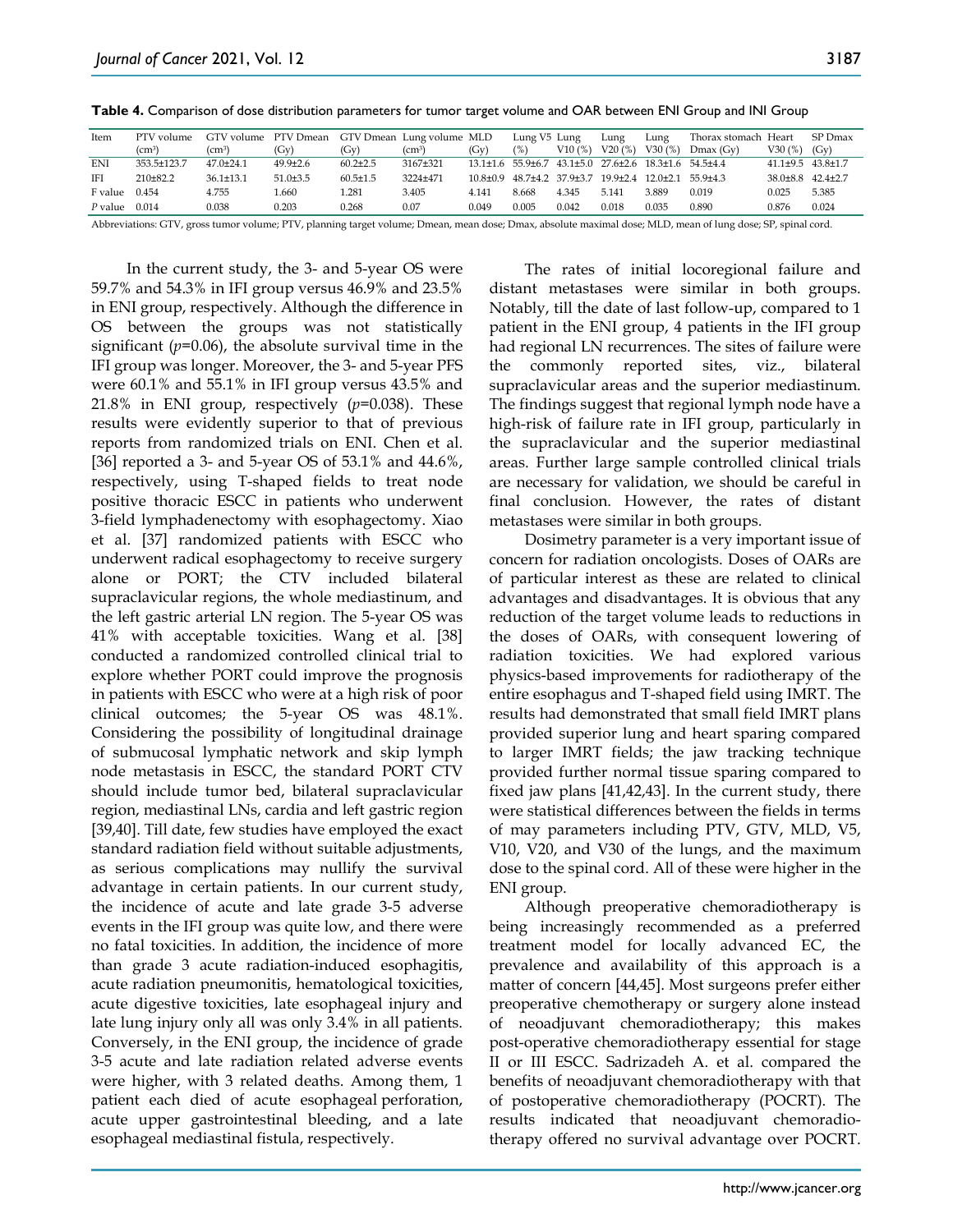**Table 4.** Comparison of dose distribution parameters for tumor target volume and OAR between ENI Group and INI Group

| Item | PTV volume (cm³) | GTV volume (cm³) | PTV Dmean (Gy) | GTV Dmean (Gy) | Lung volume (cm³) | MLD (Gy) | Lung V5 (%) | Lung V10 (%) | Lung V20 (%) | Lung V30 (%) | Thorax stomach Dmax (Gy) | Heart V30 (%) | SP Dmax (Gy) |
|---|---|---|---|---|---|---|---|---|---|---|---|---|---|
| ENI | 353.5±123.7 | 47.0±24.1 | 49.9±2.6 | 60.2±2.5 | 3167±321 | 13.1±1.6 | 55.9±6.7 | 43.1±5.0 | 27.6±2.6 | 18.3±1.6 | 54.5±4.4 | 41.1±9.5 | 43.8±1.7 |
| IFI | 210±82.2 | 36.1±13.1 | 51.0±3.5 | 60.5±1.5 | 3224±471 | 10.8±0.9 | 48.7±4.2 | 37.9±3.7 | 19.9±2.4 | 12.0±2.1 | 55.9±4.3 | 38.0±8.8 | 42.4±2.7 |
| F value | 0.454 | 4.755 | 1.660 | 1.281 | 3.405 | 4.141 | 8.668 | 4.345 | 5.141 | 3.889 | 0.019 | 0.025 | 5.385 |
| *P* value | 0.014 | 0.038 | 0.203 | 0.268 | 0.07 | 0.049 | 0.005 | 0.042 | 0.018 | 0.035 | 0.890 | 0.876 | 0.024 |

Abbreviations: GTV, gross tumor volume; PTV, planning target volume; Dmean, mean dose; Dmax, absolute maximal dose; MLD, mean of lung dose; SP, spinal cord.

In the current study, the 3- and 5-year OS were 59.7% and 54.3% in IFI group versus 46.9% and 23.5% in ENI group, respectively. Although the difference in OS between the groups was not statistically significant ($p$=0.06), the absolute survival time in the IFI group was longer. Moreover, the 3- and 5-year PFS were 60.1% and 55.1% in IFI group versus 43.5% and 21.8% in ENI group, respectively ($p$=0.038). These results were evidently superior to that of previous reports from randomized trials on ENI. Chen et al. [36] reported a 3- and 5-year OS of 53.1% and 44.6%, respectively, using T-shaped fields to treat node positive thoracic ESCC in patients who underwent 3-field lymphadenectomy with esophagectomy. Xiao et al. [37] randomized patients with ESCC who underwent radical esophagectomy to receive surgery alone or PORT; the CTV included bilateral supraclavicular regions, the whole mediastinum, and the left gastric arterial LN region. The 5-year OS was 41% with acceptable toxicities. Wang et al. [38] conducted a randomized controlled clinical trial to explore whether PORT could improve the prognosis in patients with ESCC who were at a high risk of poor clinical outcomes; the 5-year OS was 48.1%. Considering the possibility of longitudinal drainage of submucosal lymphatic network and skip lymph node metastasis in ESCC, the standard PORT CTV should include tumor bed, bilateral supraclavicular region, mediastinal LNs, cardia and left gastric region [39,40]. Till date, few studies have employed the exact standard radiation field without suitable adjustments, as serious complications may nullify the survival advantage in certain patients. In our current study, the incidence of acute and late grade 3-5 adverse events in the IFI group was quite low, and there were no fatal toxicities. In addition, the incidence of more than grade 3 acute radiation-induced esophagitis, acute radiation pneumonitis, hematological toxicities, acute digestive toxicities, late esophageal injury and late lung injury only all was only 3.4% in all patients. Conversely, in the ENI group, the incidence of grade 3-5 acute and late radiation related adverse events were higher, with 3 related deaths. Among them, 1 patient each died of acute esophageal perforation, acute upper gastrointestinal bleeding, and a late esophageal mediastinal fistula, respectively.

The rates of initial locoregional failure and distant metastases were similar in both groups. Notably, till the date of last follow-up, compared to 1 patient in the ENI group, 4 patients in the IFI group had regional LN recurrences. The sites of failure were the commonly reported sites, viz., bilateral supraclavicular areas and the superior mediastinum. The findings suggest that regional lymph node have a high-risk of failure rate in IFI group, particularly in the supraclavicular and the superior mediastinal areas. Further large sample controlled clinical trials are necessary for validation, we should be careful in final conclusion. However, the rates of distant metastases were similar in both groups.

Dosimetry parameter is a very important issue of concern for radiation oncologists. Doses of OARs are of particular interest as these are related to clinical advantages and disadvantages. It is obvious that any reduction of the target volume leads to reductions in the doses of OARs, with consequent lowering of radiation toxicities. We had explored various physics-based improvements for radiotherapy of the entire esophagus and T-shaped field using IMRT. The results had demonstrated that small field IMRT plans provided superior lung and heart sparing compared to larger IMRT fields; the jaw tracking technique provided further normal tissue sparing compared to fixed jaw plans [41,42,43]. In the current study, there were statistical differences between the fields in terms of may parameters including PTV, GTV, MLD, V5, V10, V20, and V30 of the lungs, and the maximum dose to the spinal cord. All of these were higher in the ENI group.

Although preoperative chemoradiotherapy is being increasingly recommended as a preferred treatment model for locally advanced EC, the prevalence and availability of this approach is a matter of concern [44,45]. Most surgeons prefer either preoperative chemotherapy or surgery alone instead of neoadjuvant chemoradiotherapy; this makes post-operative chemoradiotherapy essential for stage II or III ESCC. Sadrizadeh A. et al. compared the benefits of neoadjuvant chemoradiotherapy with that of postoperative chemoradiotherapy (POCRT). The results indicated that neoadjuvant chemoradiotherapy offered no survival advantage over POCRT.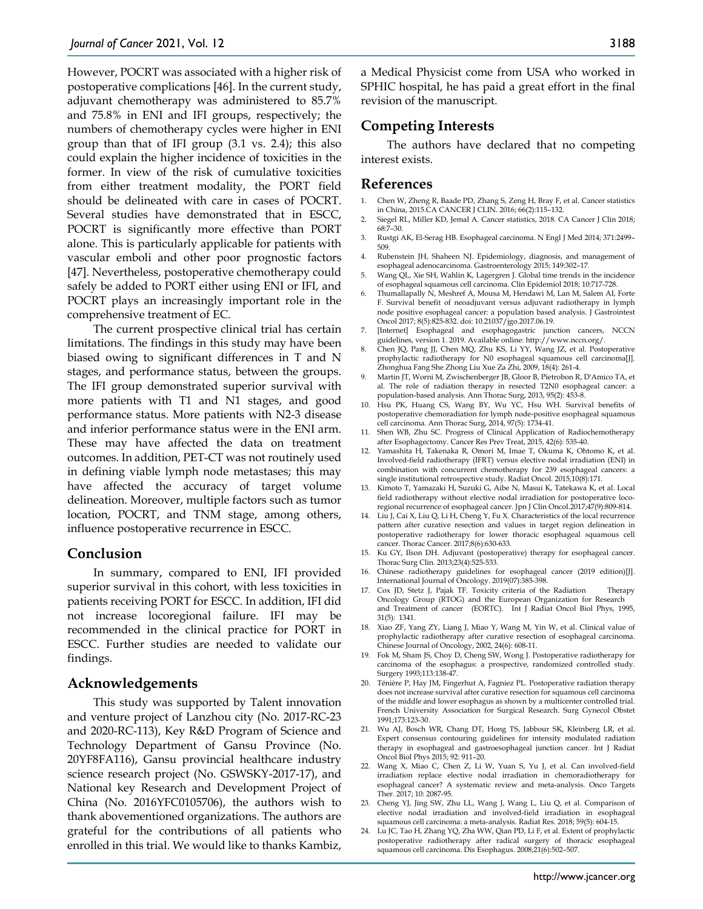However, POCRT was associated with a higher risk of postoperative complications [46]. In the current study, adjuvant chemotherapy was administered to 85.7% and 75.8% in ENI and IFI groups, respectively; the numbers of chemotherapy cycles were higher in ENI group than that of IFI group (3.1 vs. 2.4); this also could explain the higher incidence of toxicities in the former. In view of the risk of cumulative toxicities from either treatment modality, the PORT field should be delineated with care in cases of POCRT. Several studies have demonstrated that in ESCC, POCRT is significantly more effective than PORT alone. This is particularly applicable for patients with vascular emboli and other poor prognostic factors [47]. Nevertheless, postoperative chemotherapy could safely be added to PORT either using ENI or IFI, and POCRT plays an increasingly important role in the comprehensive treatment of EC.

The current prospective clinical trial has certain limitations. The findings in this study may have been biased owing to significant differences in T and N stages, and performance status, between the groups. The IFI group demonstrated superior survival with more patients with T1 and N1 stages, and good performance status. More patients with N2-3 disease and inferior performance status were in the ENI arm. These may have affected the data on treatment outcomes. In addition, PET-CT was not routinely used in defining viable lymph node metastases; this may have affected the accuracy of target volume delineation. Moreover, multiple factors such as tumor location, POCRT, and TNM stage, among others, influence postoperative recurrence in ESCC.

## Conclusion

In summary, compared to ENI, IFI provided superior survival in this cohort, with less toxicities in patients receiving PORT for ESCC. In addition, IFI did not increase locoregional failure. IFI may be recommended in the clinical practice for PORT in ESCC. Further studies are needed to validate our findings.

## Acknowledgements

This study was supported by Talent innovation and venture project of Lanzhou city (No. 2017-RC-23 and 2020-RC-113), Key R&D Program of Science and Technology Department of Gansu Province (No. 20YF8FA116), Gansu provincial healthcare industry science research project (No. GSWSKY-2017-17), and National key Research and Development Project of China (No. 2016YFC0105706), the authors wish to thank abovementioned organizations. The authors are grateful for the contributions of all patients who enrolled in this trial. We would like to thanks Kambiz, a Medical Physicist come from USA who worked in SPHIC hospital, he has paid a great effort in the final revision of the manuscript.

## Competing Interests

The authors have declared that no competing interest exists.

## References

1. Chen W, Zheng R, Baade PD, Zhang S, Zeng H, Bray F, et al. Cancer statistics in China, 2015.CA CANCER J CLIN. 2016; 66(2):115–132.
2. Siegel RL, Miller KD, Jemal A. Cancer statistics, 2018. CA Cancer J Clin 2018; 68:7–30.
3. Rustgi AK, El-Serag HB. Esophageal carcinoma. N Engl J Med 2014; 371:2499–509.
4. Rubenstein JH, Shaheen NJ. Epidemiology, diagnosis, and management of esophageal adenocarcinoma. Gastroenterology 2015; 149:302–17.
5. Wang QL, Xie SH, Wahlin K, Lagergren J. Global time trends in the incidence of esophageal squamous cell carcinoma. Clin Epidemiol 2018; 10:717-728.
6. Thumallapally N, Meshref A, Mousa M, Hendawi M, Lan M, Salem AI, Forte F. Survival benefit of neoadjuvant versus adjuvant radiotherapy in lymph node positive esophageal cancer: a population based analysis. J Gastrointest Oncol 2017; 8(5):825-832. doi: 10.21037/jgo.2017.06.19.
7. [Internet] Esophageal and esophagogastric junction cancers, NCCN guidelines, version 1. 2019. Available online: http://www.nccn.org/.
8. Chen JQ, Pang JJ, Chen MQ, Zhu KS, Li YY, Wang JZ, et al. Postoperative prophylactic radiotherapy for N0 esophageal squamous cell carcinoma[J]. Zhonghua Fang She Zhong Liu Xue Za Zhi, 2009, 18(4): 261-4.
9. Martin JT, Worni M, Zwischenberger JB, Gloor B, Pietrobon R, D'Amico TA, et al. The role of radiation therapy in resected T2N0 esophageal cancer: a population-based analysis. Ann Thorac Surg, 2013, 95(2): 453-8.
10. Hsu PK, Huang CS, Wang BY, Wu YC, Hsu WH. Survival benefits of postoperative chemoradiation for lymph node-positive esophageal squamous cell carcinoma. Ann Thorac Surg, 2014, 97(5): 1734-41.
11. Shen WB, Zhu SC. Progress of Clinical Application of Radiochemotherapy after Esophagectomy. Cancer Res Prev Treat, 2015, 42(6): 535-40.
12. Yamashita H, Takenaka R, Omori M, Imae T, Okuma K, Ohtomo K, et al. Involved-field radiotherapy (IFRT) versus elective nodal irradiation (ENI) in combination with concurrent chemotherapy for 239 esophageal cancers: a single institutional retrospective study. Radiat Oncol. 2015,10(8):171.
13. Kimoto T, Yamazaki H, Suzuki G, Aibe N, Masui K, Tatekawa K, et al. Local field radiotherapy without elective nodal irradiation for postoperative loco-regional recurrence of esophageal cancer. Jpn J Clin Oncol.2017;47(9):809-814.
14. Liu J, Cai X, Liu Q, Li H, Cheng Y, Fu X. Characteristics of the local recurrence pattern after curative resection and values in target region delineation in postoperative radiotherapy for lower thoracic esophageal squamous cell cancer. Thorac Cancer. 2017;8(6):630-633.
15. Ku GY, Ilson DH. Adjuvant (postoperative) therapy for esophageal cancer. Thorac Surg Clin. 2013;23(4):525-533.
16. Chinese radiotherapy guidelines for esophageal cancer (2019 edition)[J]. International Journal of Oncology. 2019(07):385-398.
17. Cox JD, Stetz J, Pajak TF. Toxicity criteria of the Radiation Therapy Oncology Group (RTOG) and the European Organization for Research and Treatment of cancer (EORTC). Int J Radiat Oncol Biol Phys, 1995, 31(5): 1341.
18. Xiao ZF, Yang ZY, Liang J, Miao Y, Wang M, Yin W, et al. Clinical value of prophylactic radiotherapy after curative resection of esophageal carcinoma. Chinese Journal of Oncology, 2002, 24(6): 608-11.
19. Fok M, Sham JS, Choy D, Cheng SW, Wong J. Postoperative radiotherapy for carcinoma of the esophagus: a prospective, randomized controlled study. Surgery 1993;113:138-47.
20. Ténière P, Hay JM, Fingerhut A, Fagniez PL. Postoperative radiation therapy does not increase survival after curative resection for squamous cell carcinoma of the middle and lower esophagus as shown by a multicenter controlled trial. French University Association for Surgical Research. Surg Gynecol Obstet 1991;173:123-30.
21. Wu AJ, Bosch WR, Chang DT, Hong TS, Jabbour SK, Kleinberg LR, et al. Expert consensus contouring guidelines for intensity modulated radiation therapy in esophageal and gastroesophageal junction cancer. Int J Radiat Oncol Biol Phys 2015; 92: 911–20.
22. Wang X, Miao C, Chen Z, Li W, Yuan S, Yu J, et al. Can involved-field irradiation replace elective nodal irradiation in chemoradiotherapy for esophageal cancer? A systematic review and meta-analysis. Onco Targets Ther. 2017; 10: 2087-95.
23. Cheng YJ, Jing SW, Zhu LL, Wang J, Wang L, Liu Q, et al. Comparison of elective nodal irradiation and involved-field irradiation in esophageal squamous cell carcinoma: a meta-analysis. Radiat Res. 2018; 59(5): 604-15.
24. Lu JC, Tao H, Zhang YQ, Zha WW, Qian PD, Li F, et al. Extent of prophylactic postoperative radiotherapy after radical surgery of thoracic esophageal squamous cell carcinoma. Dis Esophagus. 2008;21(6):502–507.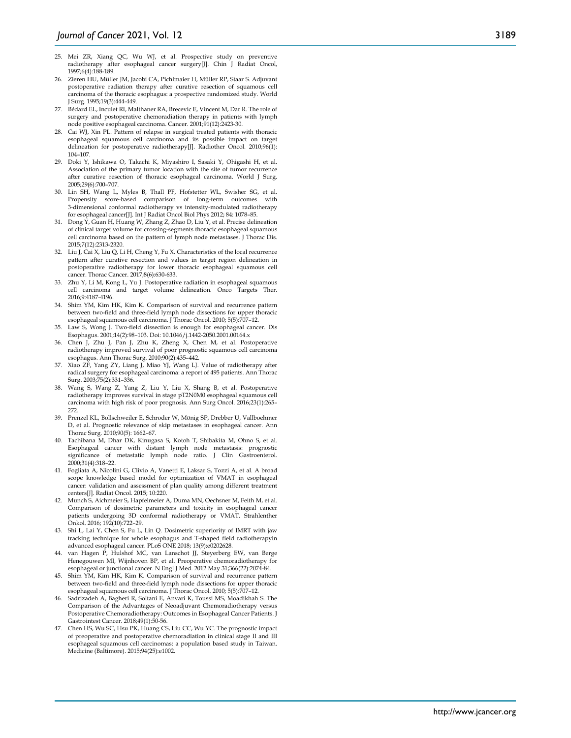25. Mei ZR, Xiang QC, Wu WJ, et al. Prospective study on preventive radiotherapy after esophageal cancer surgery[J]. Chin J Radiat Oncol, 1997;6(4):188-189.
26. Zieren HU, Müller JM, Jacobi CA, Pichlmaier H, Müller RP, Staar S. Adjuvant postoperative radiation therapy after curative resection of squamous cell carcinoma of the thoracic esophagus: a prospective randomized study. World J Surg. 1995;19(3):444-449.
27. Bédard EL, Inculet RI, Malthaner RA, Brecevic E, Vincent M, Dar R. The role of surgery and postoperative chemoradiation therapy in patients with lymph node positive esophageal carcinoma. Cancer. 2001;91(12):2423-30.
28. Cai WJ, Xin PL. Pattern of relapse in surgical treated patients with thoracic esophageal squamous cell carcinoma and its possible impact on target delineation for postoperative radiotherapy[J]. Radiother Oncol. 2010;96(1): 104–107.
29. Doki Y, Ishikawa O, Takachi K, Miyashiro I, Sasaki Y, Ohigashi H, et al. Association of the primary tumor location with the site of tumor recurrence after curative resection of thoracic esophageal carcinoma. World J Surg. 2005;29(6):700–707.
30. Lin SH, Wang L, Myles B, Thall PF, Hofstetter WL, Swisher SG, et al. Propensity score-based comparison of long-term outcomes with 3-dimensional conformal radiotherapy vs intensity-modulated radiotherapy for esophageal cancer[J]. Int J Radiat Oncol Biol Phys 2012; 84: 1078–85.
31. Dong Y, Guan H, Huang W, Zhang Z, Zhao D, Liu Y, et al. Precise delineation of clinical target volume for crossing-segments thoracic esophageal squamous cell carcinoma based on the pattern of lymph node metastases. J Thorac Dis. 2015;7(12):2313-2320.
32. Liu J, Cai X, Liu Q, Li H, Cheng Y, Fu X. Characteristics of the local recurrence pattern after curative resection and values in target region delineation in postoperative radiotherapy for lower thoracic esophageal squamous cell cancer. Thorac Cancer. 2017;8(6):630-633.
33. Zhu Y, Li M, Kong L, Yu J. Postoperative radiation in esophageal squamous cell carcinoma and target volume delineation. Onco Targets Ther. 2016;9:4187-4196.
34. Shim YM, Kim HK, Kim K. Comparison of survival and recurrence pattern between two-field and three-field lymph node dissections for upper thoracic esophageal squamous cell carcinoma. J Thorac Oncol. 2010; 5(5):707–12.
35. Law S, Wong J. Two-field dissection is enough for esophageal cancer. Dis Esophagus. 2001;14(2):98–103. Doi: 10.1046/j.1442-2050.2001.00164.x
36. Chen J, Zhu J, Pan J, Zhu K, Zheng X, Chen M, et al. Postoperative radiotherapy improved survival of poor prognostic squamous cell carcinoma esophagus. Ann Thorac Surg. 2010;90(2):435–442.
37. Xiao ZF, Yang ZY, Liang J, Miao YJ, Wang LJ. Value of radiotherapy after radical surgery for esophageal carcinoma: a report of 495 patients. Ann Thorac Surg. 2003;75(2):331–336.
38. Wang S, Wang Z, Yang Z, Liu Y, Liu X, Shang B, et al. Postoperative radiotherapy improves survival in stage pT2N0M0 esophageal squamous cell carcinoma with high risk of poor prognosis. Ann Surg Oncol. 2016;23(1):265–272.
39. Prenzel KL, Bollschweiler E, Schroder W, Mönig SP, Drebber U, Vallboehmer D, et al. Prognostic relevance of skip metastases in esophageal cancer. Ann Thorac Surg. 2010;90(5): 1662–67.
40. Tachibana M, Dhar DK, Kinugasa S, Kotoh T, Shibakita M, Ohno S, et al. Esophageal cancer with distant lymph node metastasis: prognostic significance of metastatic lymph node ratio. J Clin Gastroenterol. 2000;31(4):318–22.
41. Fogliata A, Nicolini G, Clivio A, Vanetti E, Laksar S, Tozzi A, et al. A broad scope knowledge based model for optimization of VMAT in esophageal cancer: validation and assessment of plan quality among different treatment centers[J]. Radiat Oncol. 2015; 10:220.
42. Munch S, Aichmeier S, Hapfelmeier A, Duma MN, Oechsner M, Feith M, et al. Comparison of dosimetric parameters and toxicity in esophageal cancer patients undergoing 3D conformal radiotherapy or VMAT. Strahlenther Onkol. 2016; 192(10):722–29.
43. Shi L, Lai Y, Chen S, Fu L, Lin Q. Dosimetric superiority of IMRT with jaw tracking technique for whole esophagus and T-shaped field radiotherapyin advanced esophageal cancer. PLoS ONE 2018; 13(9):e0202628.
44. van Hagen P, Hulshof MC, van Lanschot JJ, Steyerberg EW, van Berge Henegouwen MI, Wijnhoven BP, et al. Preoperative chemoradiotherapy for esophageal or junctional cancer. N Engl J Med. 2012 May 31;366(22):2074-84.
45. Shim YM, Kim HK, Kim K. Comparison of survival and recurrence pattern between two-field and three-field lymph node dissections for upper thoracic esophageal squamous cell carcinoma. J Thorac Oncol. 2010; 5(5):707–12.
46. Sadrizadeh A, Bagheri R, Soltani E, Anvari K, Toussi MS, Moadikhah S. The Comparison of the Advantages of Neoadjuvant Chemoradiotherapy versus Postoperative Chemoradiotherapy: Outcomes in Esophageal Cancer Patients. J Gastrointest Cancer. 2018;49(1):50-56.
47. Chen HS, Wu SC, Hsu PK, Huang CS, Liu CC, Wu YC. The prognostic impact of preoperative and postoperative chemoradiation in clinical stage II and III esophageal squamous cell carcinomas: a population based study in Taiwan. Medicine (Baltimore). 2015;94(25):e1002.